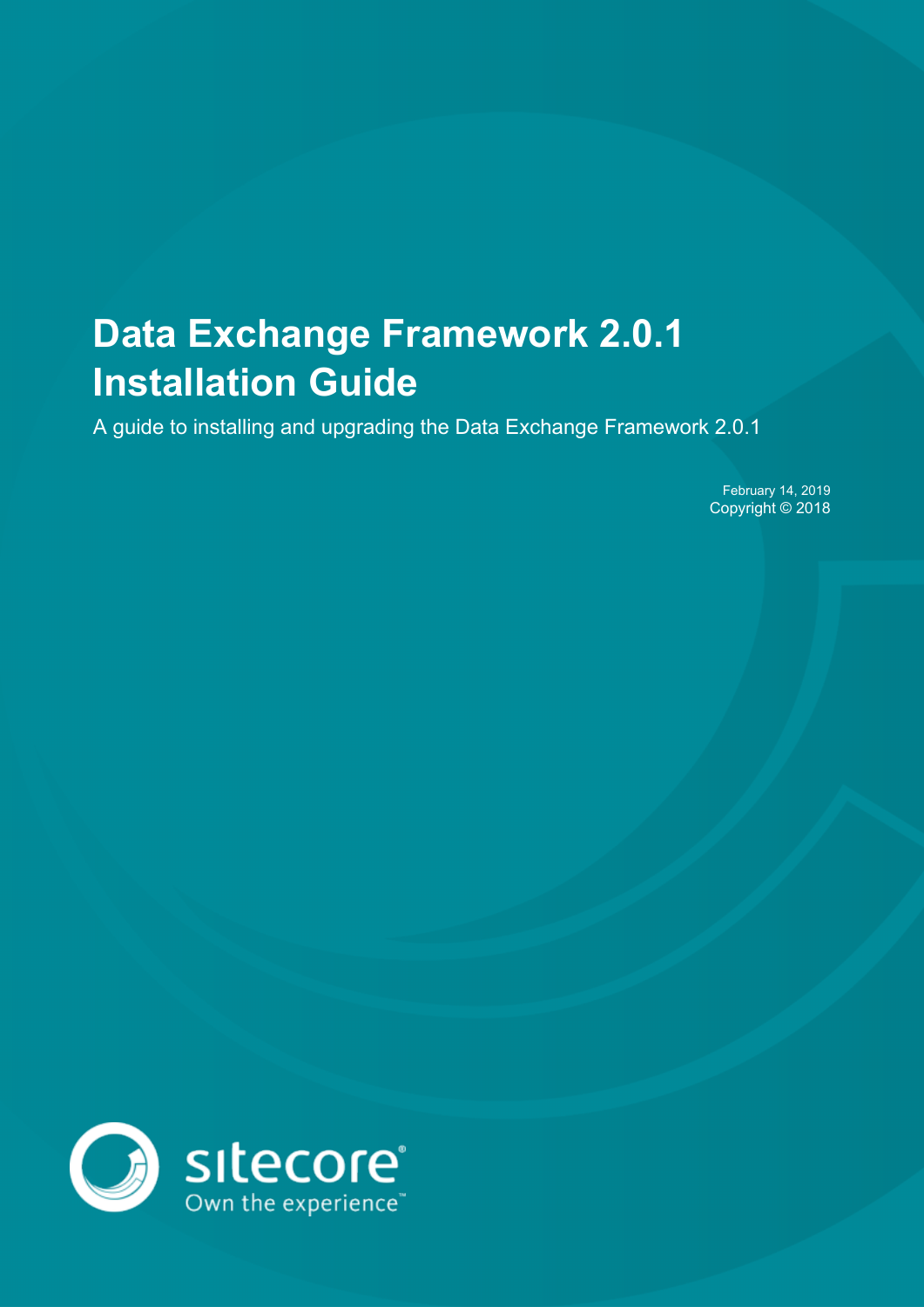# Data Exchange Framework 2.0.1 Installation Guide

A guide to installing and upgrading the Data Exchange Framework 2.0.1

February 14, 2019
Copyright © 2018

sitecore®
Own the experience™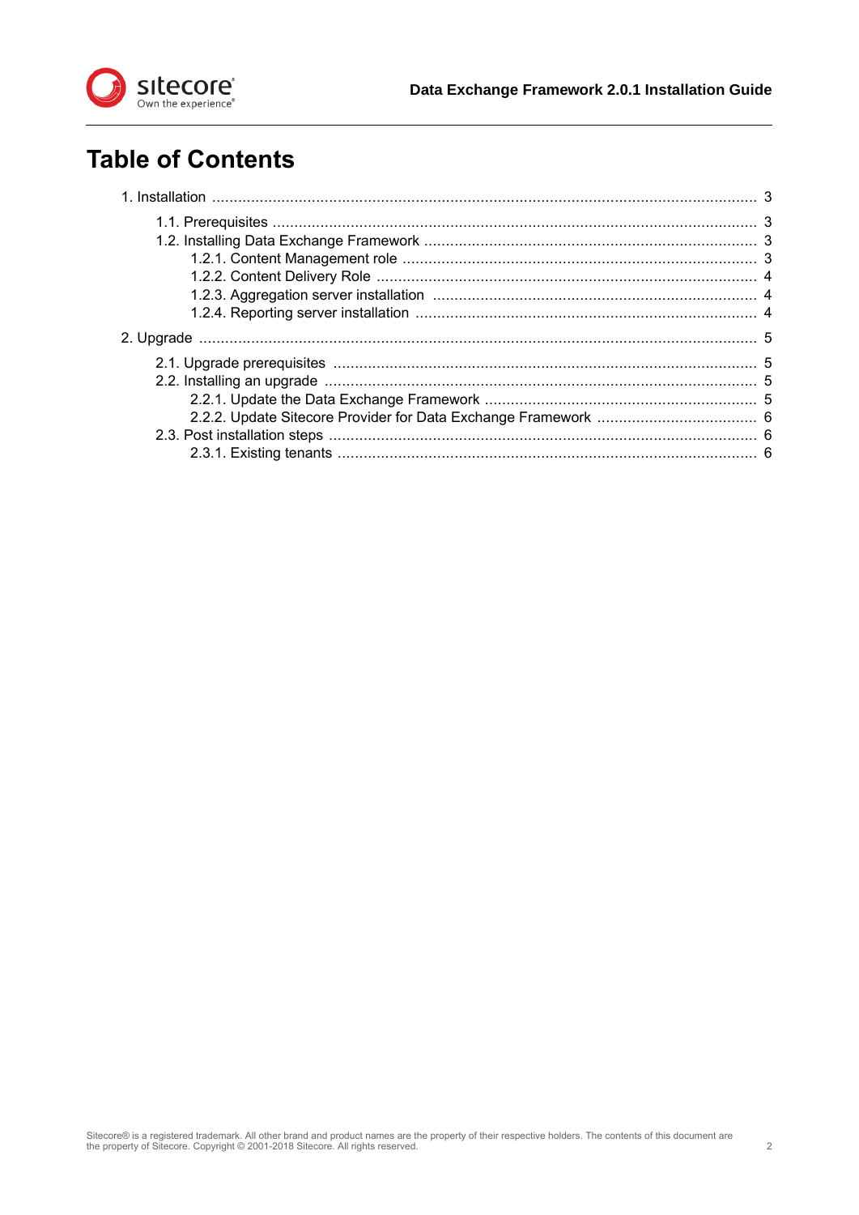# Table of Contents

- 1. Installation ..... 3
  - 1.1. Prerequisites ..... 3
  - 1.2. Installing Data Exchange Framework ..... 3
    - 1.2.1. Content Management role ..... 3
    - 1.2.2. Content Delivery Role ..... 4
    - 1.2.3. Aggregation server installation ..... 4
    - 1.2.4. Reporting server installation ..... 4
- 2. Upgrade ..... 5
  - 2.1. Upgrade prerequisites ..... 5
  - 2.2. Installing an upgrade ..... 5
    - 2.2.1. Update the Data Exchange Framework ..... 5
    - 2.2.2. Update Sitecore Provider for Data Exchange Framework ..... 6
  - 2.3. Post installation steps ..... 6
    - 2.3.1. Existing tenants ..... 6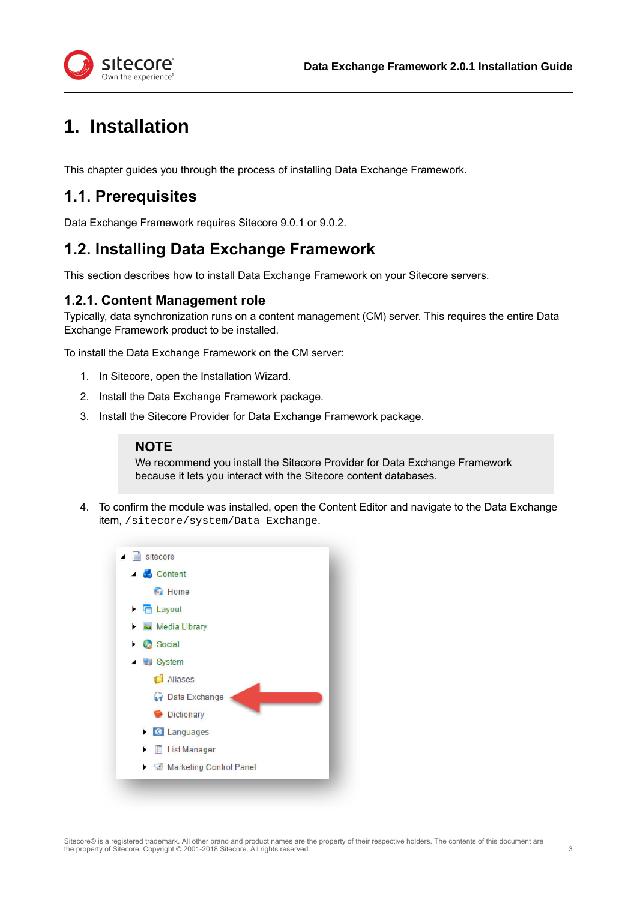# 1. Installation

This chapter guides you through the process of installing Data Exchange Framework.

## 1.1. Prerequisites

Data Exchange Framework requires Sitecore 9.0.1 or 9.0.2.

## 1.2. Installing Data Exchange Framework

This section describes how to install Data Exchange Framework on your Sitecore servers.

### 1.2.1. Content Management role

Typically, data synchronization runs on a content management (CM) server. This requires the entire Data Exchange Framework product to be installed.

To install the Data Exchange Framework on the CM server:

1. In Sitecore, open the Installation Wizard.
2. Install the Data Exchange Framework package.
3. Install the Sitecore Provider for Data Exchange Framework package.

> **NOTE**
> We recommend you install the Sitecore Provider for Data Exchange Framework because it lets you interact with the Sitecore content databases.

4. To confirm the module was installed, open the Content Editor and navigate to the Data Exchange item, `/sitecore/system/Data Exchange`.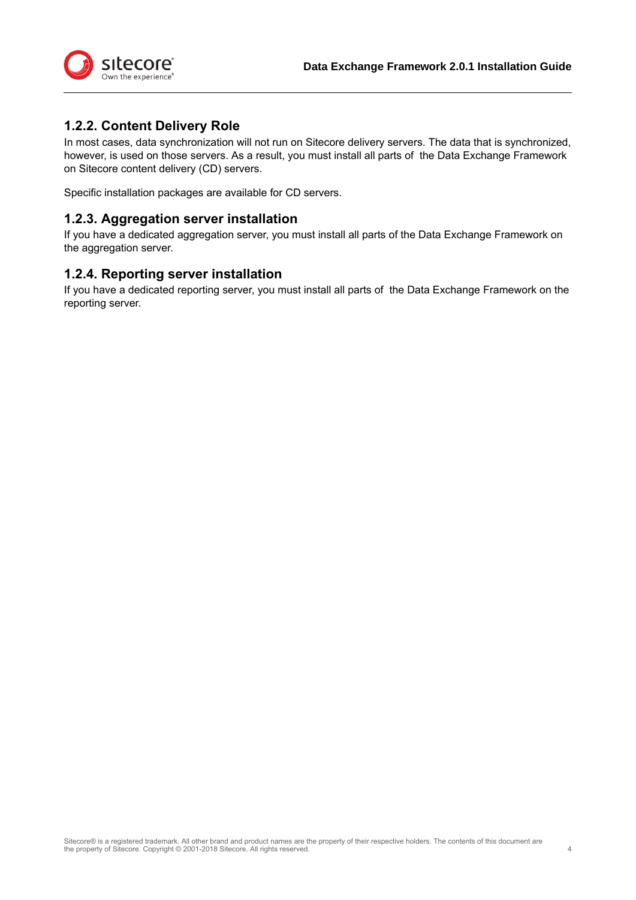### 1.2.2. Content Delivery Role

In most cases, data synchronization will not run on Sitecore delivery servers. The data that is synchronized, however, is used on those servers. As a result, you must install all parts of the Data Exchange Framework on Sitecore content delivery (CD) servers.

Specific installation packages are available for CD servers.

### 1.2.3. Aggregation server installation

If you have a dedicated aggregation server, you must install all parts of the Data Exchange Framework on the aggregation server.

### 1.2.4. Reporting server installation

If you have a dedicated reporting server, you must install all parts of the Data Exchange Framework on the reporting server.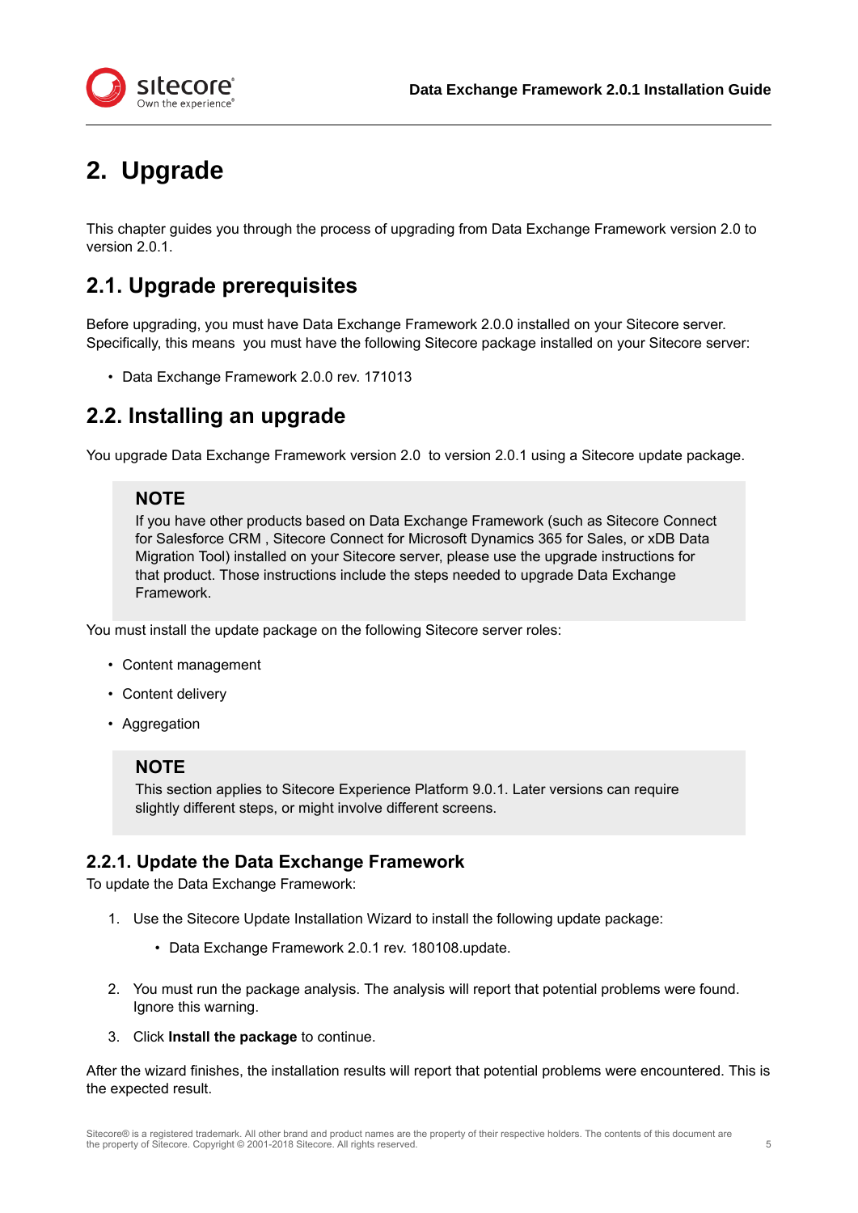# 2. Upgrade

This chapter guides you through the process of upgrading from Data Exchange Framework version 2.0 to version 2.0.1.

## 2.1. Upgrade prerequisites

Before upgrading, you must have Data Exchange Framework 2.0.0 installed on your Sitecore server. Specifically, this means you must have the following Sitecore package installed on your Sitecore server:

- Data Exchange Framework 2.0.0 rev. 171013

## 2.2. Installing an upgrade

You upgrade Data Exchange Framework version 2.0 to version 2.0.1 using a Sitecore update package.

> **NOTE**
> If you have other products based on Data Exchange Framework (such as Sitecore Connect for Salesforce CRM , Sitecore Connect for Microsoft Dynamics 365 for Sales, or xDB Data Migration Tool) installed on your Sitecore server, please use the upgrade instructions for that product. Those instructions include the steps needed to upgrade Data Exchange Framework.

You must install the update package on the following Sitecore server roles:

- Content management
- Content delivery
- Aggregation

> **NOTE**
> This section applies to Sitecore Experience Platform 9.0.1. Later versions can require slightly different steps, or might involve different screens.

### 2.2.1. Update the Data Exchange Framework

To update the Data Exchange Framework:

1. Use the Sitecore Update Installation Wizard to install the following update package:
   - Data Exchange Framework 2.0.1 rev. 180108.update.
2. You must run the package analysis. The analysis will report that potential problems were found. Ignore this warning.
3. Click **Install the package** to continue.

After the wizard finishes, the installation results will report that potential problems were encountered. This is the expected result.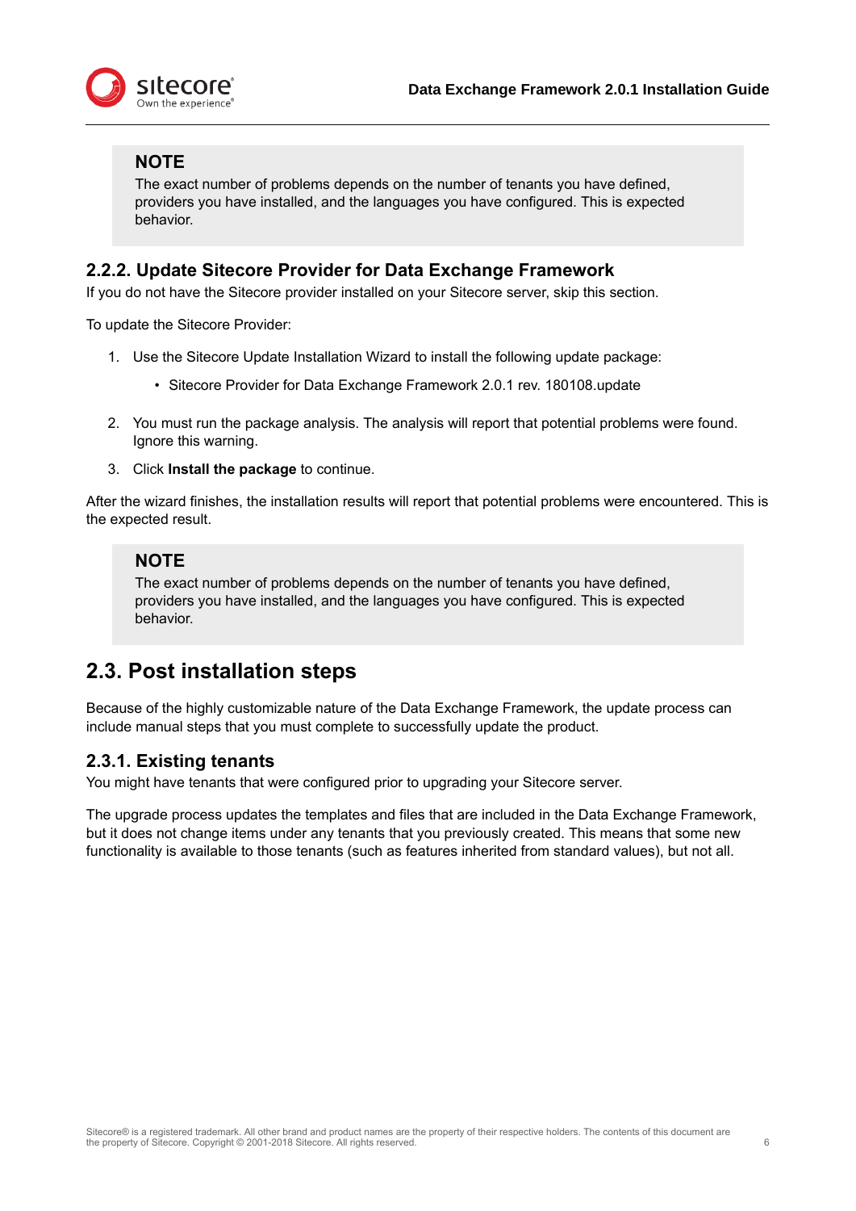> **NOTE**
> The exact number of problems depends on the number of tenants you have defined, providers you have installed, and the languages you have configured. This is expected behavior.

### 2.2.2. Update Sitecore Provider for Data Exchange Framework

If you do not have the Sitecore provider installed on your Sitecore server, skip this section.

To update the Sitecore Provider:

1. Use the Sitecore Update Installation Wizard to install the following update package:
   - Sitecore Provider for Data Exchange Framework 2.0.1 rev. 180108.update
2. You must run the package analysis. The analysis will report that potential problems were found. Ignore this warning.
3. Click **Install the package** to continue.

After the wizard finishes, the installation results will report that potential problems were encountered. This is the expected result.

> **NOTE**
> The exact number of problems depends on the number of tenants you have defined, providers you have installed, and the languages you have configured. This is expected behavior.

## 2.3. Post installation steps

Because of the highly customizable nature of the Data Exchange Framework, the update process can include manual steps that you must complete to successfully update the product.

### 2.3.1. Existing tenants

You might have tenants that were configured prior to upgrading your Sitecore server.

The upgrade process updates the templates and files that are included in the Data Exchange Framework, but it does not change items under any tenants that you previously created. This means that some new functionality is available to those tenants (such as features inherited from standard values), but not all.